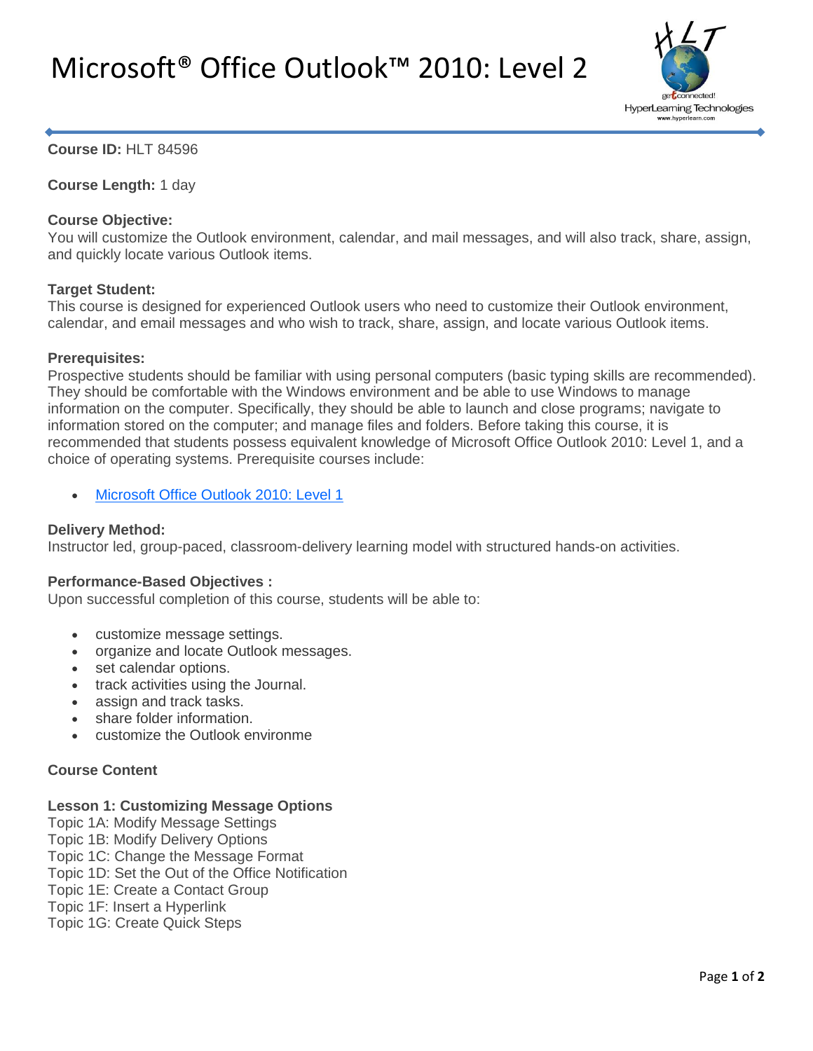# Microsoft® Office Outlook™ 2010: Level 2

**Course ID:** HLT 84596

**Course Length:** 1 day

**Course Objective:**
You will customize the Outlook environment, calendar, and mail messages, and will also track, share, assign, and quickly locate various Outlook items.

**Target Student:**
This course is designed for experienced Outlook users who need to customize their Outlook environment, calendar, and email messages and who wish to track, share, assign, and locate various Outlook items.

**Prerequisites:**
Prospective students should be familiar with using personal computers (basic typing skills are recommended). They should be comfortable with the Windows environment and be able to use Windows to manage information on the computer. Specifically, they should be able to launch and close programs; navigate to information stored on the computer; and manage files and folders. Before taking this course, it is recommended that students possess equivalent knowledge of Microsoft Office Outlook 2010: Level 1, and a choice of operating systems. Prerequisite courses include:

- Microsoft Office Outlook 2010: Level 1

**Delivery Method:**
Instructor led, group-paced, classroom-delivery learning model with structured hands-on activities.

**Performance-Based Objectives :**
Upon successful completion of this course, students will be able to:

- customize message settings.
- organize and locate Outlook messages.
- set calendar options.
- track activities using the Journal.
- assign and track tasks.
- share folder information.
- customize the Outlook environme

**Course Content**

**Lesson 1: Customizing Message Options**
Topic 1A: Modify Message Settings
Topic 1B: Modify Delivery Options
Topic 1C: Change the Message Format
Topic 1D: Set the Out of the Office Notification
Topic 1E: Create a Contact Group
Topic 1F: Insert a Hyperlink
Topic 1G: Create Quick Steps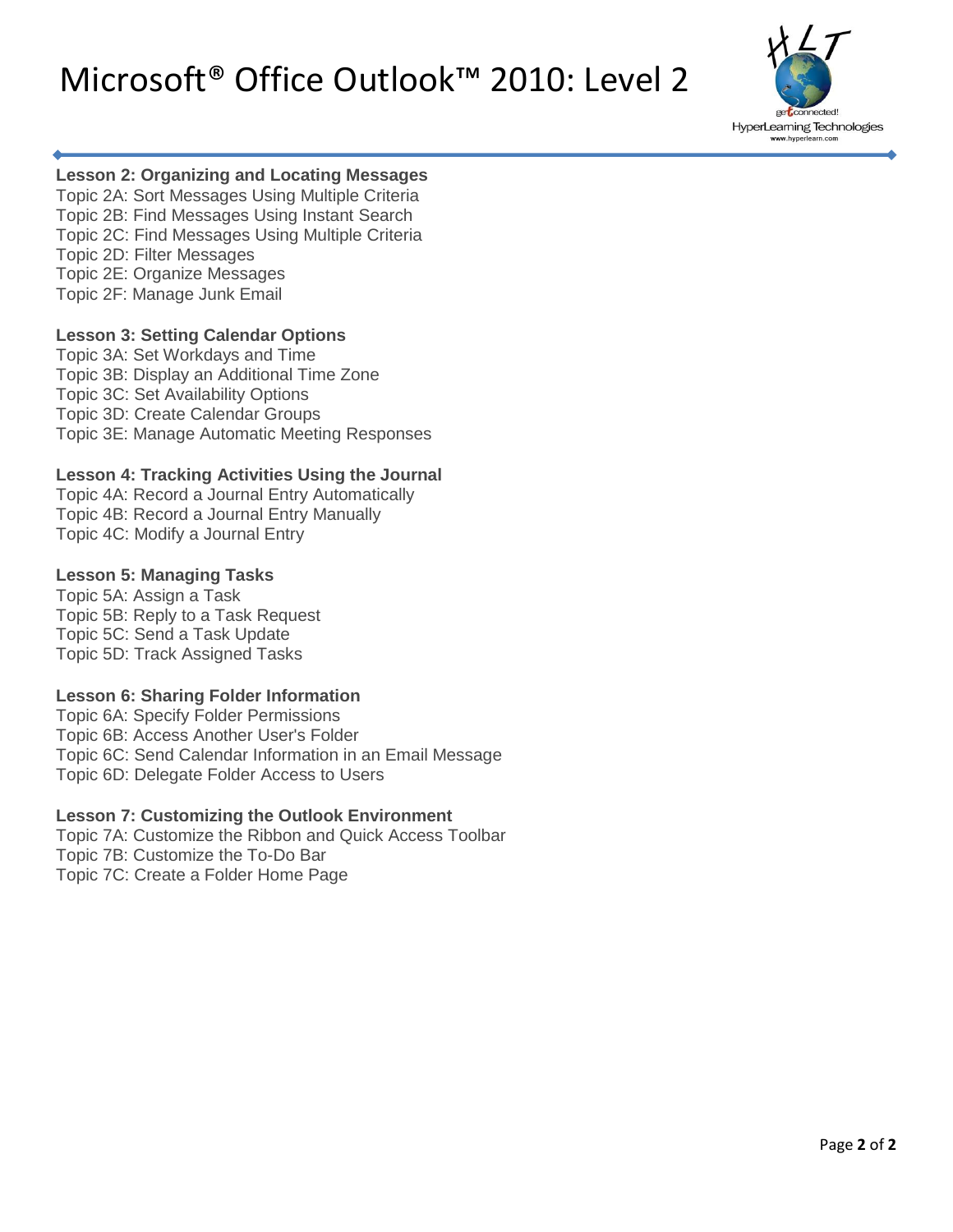**Lesson 2: Organizing and Locating Messages**
Topic 2A: Sort Messages Using Multiple Criteria
Topic 2B: Find Messages Using Instant Search
Topic 2C: Find Messages Using Multiple Criteria
Topic 2D: Filter Messages
Topic 2E: Organize Messages
Topic 2F: Manage Junk Email

**Lesson 3: Setting Calendar Options**
Topic 3A: Set Workdays and Time
Topic 3B: Display an Additional Time Zone
Topic 3C: Set Availability Options
Topic 3D: Create Calendar Groups
Topic 3E: Manage Automatic Meeting Responses

**Lesson 4: Tracking Activities Using the Journal**
Topic 4A: Record a Journal Entry Automatically
Topic 4B: Record a Journal Entry Manually
Topic 4C: Modify a Journal Entry

**Lesson 5: Managing Tasks**
Topic 5A: Assign a Task
Topic 5B: Reply to a Task Request
Topic 5C: Send a Task Update
Topic 5D: Track Assigned Tasks

**Lesson 6: Sharing Folder Information**
Topic 6A: Specify Folder Permissions
Topic 6B: Access Another User's Folder
Topic 6C: Send Calendar Information in an Email Message
Topic 6D: Delegate Folder Access to Users

**Lesson 7: Customizing the Outlook Environment**
Topic 7A: Customize the Ribbon and Quick Access Toolbar
Topic 7B: Customize the To-Do Bar
Topic 7C: Create a Folder Home Page